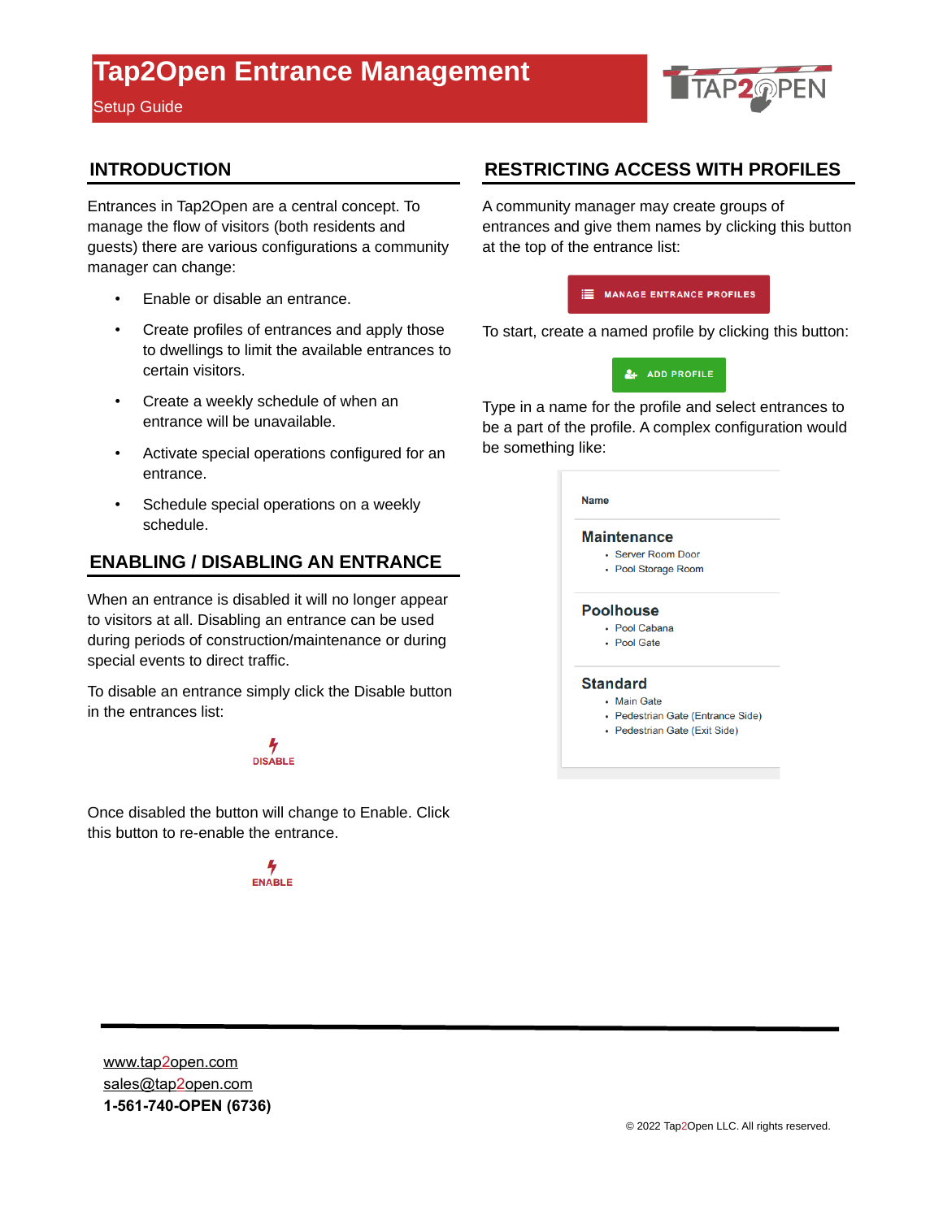# Tap2Open Entrance Management

Setup Guide

## INTRODUCTION

Entrances in Tap2Open are a central concept. To manage the flow of visitors (both residents and guests) there are various configurations a community manager can change:

- Enable or disable an entrance.
- Create profiles of entrances and apply those to dwellings to limit the available entrances to certain visitors.
- Create a weekly schedule of when an entrance will be unavailable.
- Activate special operations configured for an entrance.
- Schedule special operations on a weekly schedule.

## ENABLING / DISABLING AN ENTRANCE

When an entrance is disabled it will no longer appear to visitors at all. Disabling an entrance can be used during periods of construction/maintenance or during special events to direct traffic.

To disable an entrance simply click the Disable button in the entrances list:

DISABLE

Once disabled the button will change to Enable. Click this button to re-enable the entrance.

ENABLE

## RESTRICTING ACCESS WITH PROFILES

A community manager may create groups of entrances and give them names by clicking this button at the top of the entrance list:

MANAGE ENTRANCE PROFILES

To start, create a named profile by clicking this button:

ADD PROFILE

Type in a name for the profile and select entrances to be a part of the profile. A complex configuration would be something like:

| Name |
|---|
| **Maintenance**<br>• Server Room Door<br>• Pool Storage Room |
| **Poolhouse**<br>• Pool Cabana<br>• Pool Gate |
| **Standard**<br>• Main Gate<br>• Pedestrian Gate (Entrance Side)<br>• Pedestrian Gate (Exit Side) |

www.tap2open.com
sales@tap2open.com
**1-561-740-OPEN (6736)**

© 2022 Tap2Open LLC. All rights reserved.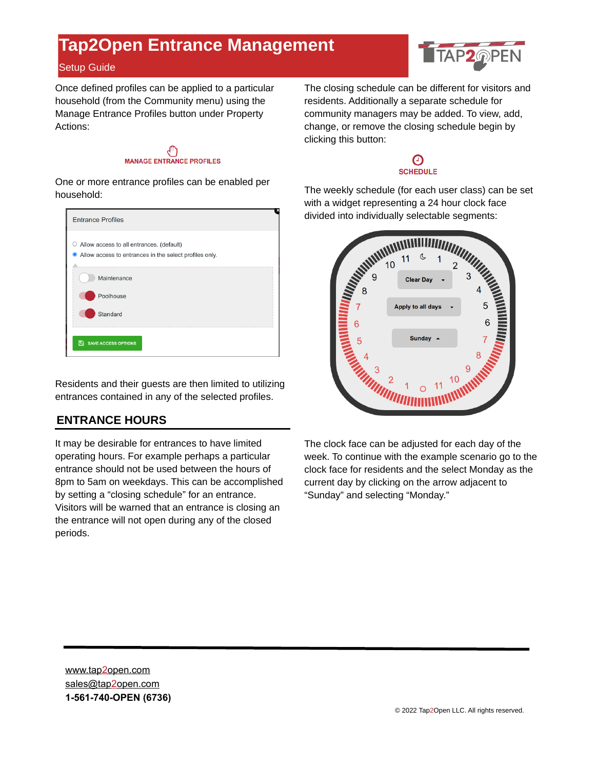Once defined profiles can be applied to a particular household (from the Community menu) using the Manage Entrance Profiles button under Property Actions:

MANAGE ENTRANCE PROFILES

One or more entrance profiles can be enabled per household:

Entrance Profiles

- Allow access to all entrances. (default)
- Allow access to entrances in the select profiles only.

Maintenance
Poolhouse
Standard

SAVE ACCESS OPTIONS

Residents and their guests are then limited to utilizing entrances contained in any of the selected profiles.

## ENTRANCE HOURS

It may be desirable for entrances to have limited operating hours. For example perhaps a particular entrance should not be used between the hours of 8pm to 5am on weekdays. This can be accomplished by setting a "closing schedule" for an entrance. Visitors will be warned that an entrance is closing an the entrance will not open during any of the closed periods.

The closing schedule can be different for visitors and residents. Additionally a separate schedule for community managers may be added. To view, add, change, or remove the closing schedule begin by clicking this button:

SCHEDULE

The weekly schedule (for each user class) can be set with a widget representing a 24 hour clock face divided into individually selectable segments:

Clear Day
Apply to all days
Sunday

The clock face can be adjusted for each day of the week. To continue with the example scenario go to the clock face for residents and the select Monday as the current day by clicking on the arrow adjacent to "Sunday" and selecting "Monday."

www.tap2open.com
sales@tap2open.com
**1-561-740-OPEN (6736)**

© 2022 Tap2Open LLC. All rights reserved.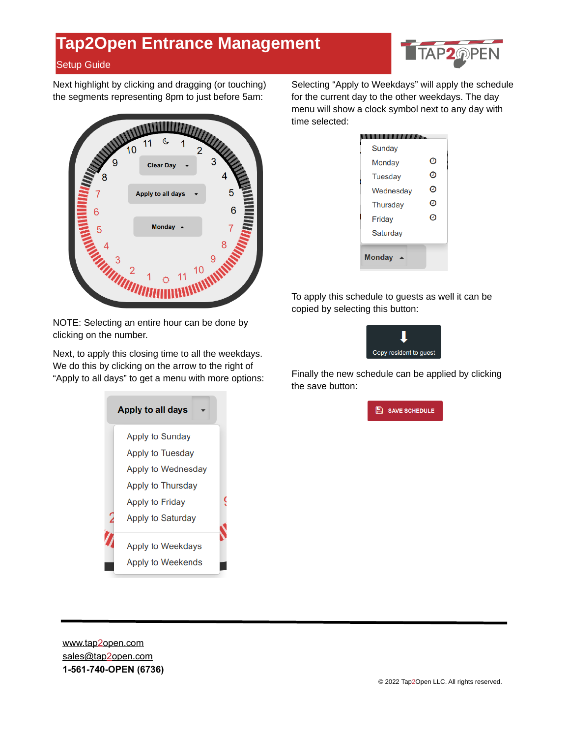Next highlight by clicking and dragging (or touching) the segments representing 8pm to just before 5am:

NOTE: Selecting an entire hour can be done by clicking on the number.

Next, to apply this closing time to all the weekdays. We do this by clicking on the arrow to the right of "Apply to all days" to get a menu with more options:

Selecting "Apply to Weekdays" will apply the schedule for the current day to the other weekdays. The day menu will show a clock symbol next to any day with time selected:

To apply this schedule to guests as well it can be copied by selecting this button:

Finally the new schedule can be applied by clicking the save button:

[www.tap2open.com](http://www.tap2open.com)
[sales@tap2open.com](mailto:sales@tap2open.com)
**1-561-740-OPEN (6736)**

© 2022 Tap2Open LLC. All rights reserved.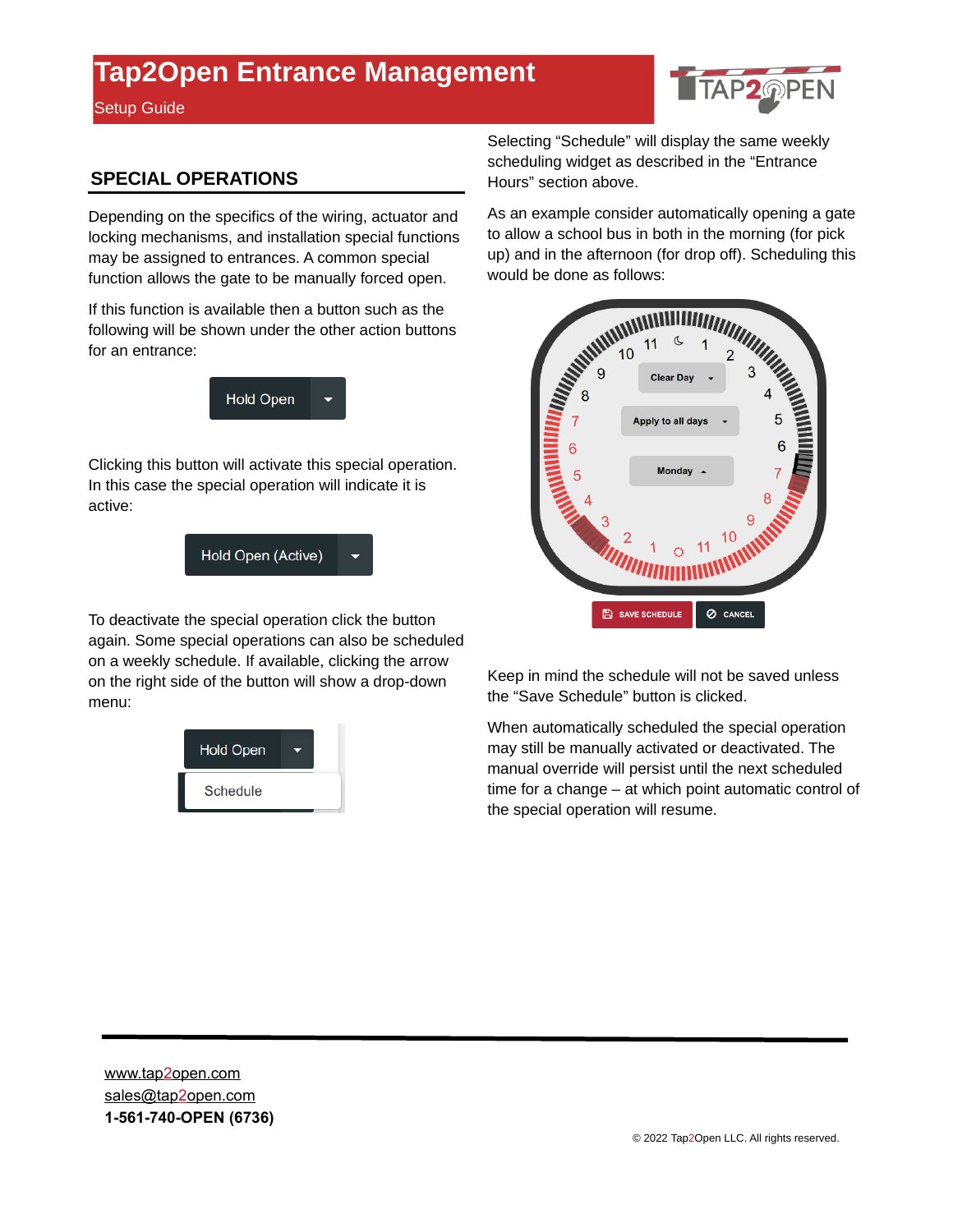## SPECIAL OPERATIONS

Depending on the specifics of the wiring, actuator and locking mechanisms, and installation special functions may be assigned to entrances. A common special function allows the gate to be manually forced open.

If this function is available then a button such as the following will be shown under the other action buttons for an entrance:

Hold Open

Clicking this button will activate this special operation. In this case the special operation will indicate it is active:

Hold Open (Active)

To deactivate the special operation click the button again. Some special operations can also be scheduled on a weekly schedule. If available, clicking the arrow on the right side of the button will show a drop-down menu:

Hold Open

Schedule

Selecting "Schedule" will display the same weekly scheduling widget as described in the "Entrance Hours" section above.

As an example consider automatically opening a gate to allow a school bus in both in the morning (for pick up) and in the afternoon (for drop off). Scheduling this would be done as follows:

Keep in mind the schedule will not be saved unless the "Save Schedule" button is clicked.

When automatically scheduled the special operation may still be manually activated or deactivated. The manual override will persist until the next scheduled time for a change – at which point automatic control of the special operation will resume.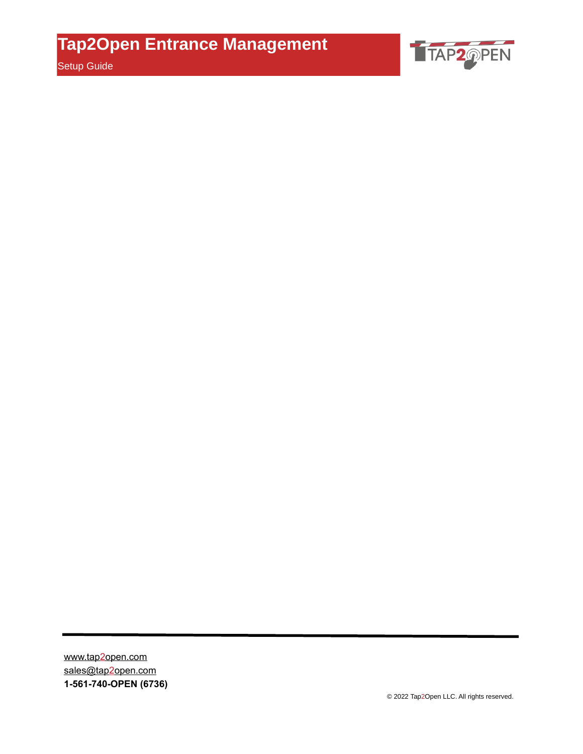# Tap2Open Entrance Management

Setup Guide

www.tap2open.com
sales@tap2open.com
**1-561-740-OPEN (6736)**

© 2022 Tap2Open LLC. All rights reserved.